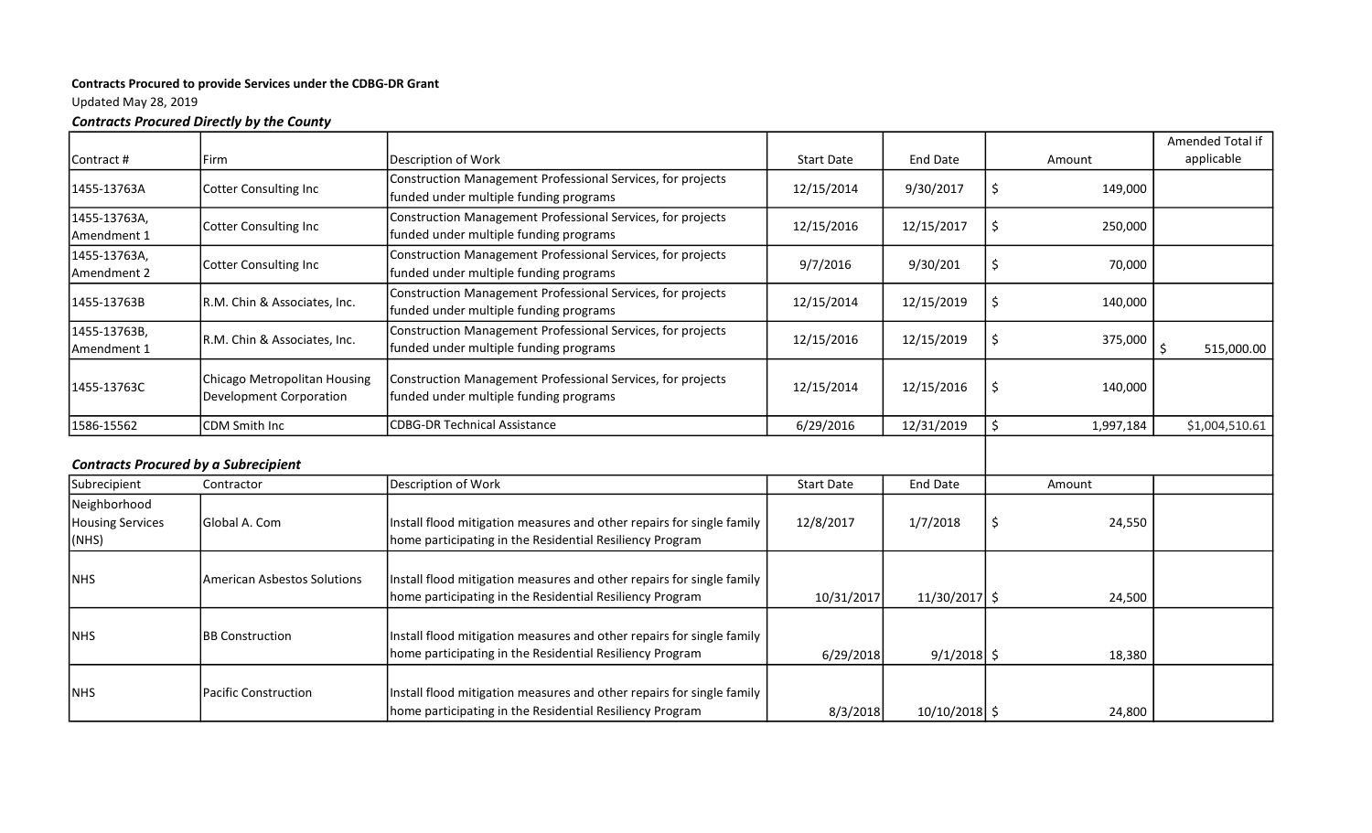**Contracts Procured to provide Services under the CDBG-DR Grant**

Updated May 28, 2019

***Contracts Procured Directly by the County***

| Contract # | Firm | Description of Work | Start Date | End Date | Amount | Amended Total if applicable |
|---|---|---|---|---|---|---|
| 1455-13763A | Cotter Consulting Inc | Construction Management Professional Services, for projects funded under multiple funding programs | 12/15/2014 | 9/30/2017 | $ 149,000 | |
| 1455-13763A, Amendment 1 | Cotter Consulting Inc | Construction Management Professional Services, for projects funded under multiple funding programs | 12/15/2016 | 12/15/2017 | $ 250,000 | |
| 1455-13763A, Amendment 2 | Cotter Consulting Inc | Construction Management Professional Services, for projects funded under multiple funding programs | 9/7/2016 | 9/30/201 | $ 70,000 | |
| 1455-13763B | R.M. Chin & Associates, Inc. | Construction Management Professional Services, for projects funded under multiple funding programs | 12/15/2014 | 12/15/2019 | $ 140,000 | |
| 1455-13763B, Amendment 1 | R.M. Chin & Associates, Inc. | Construction Management Professional Services, for projects funded under multiple funding programs | 12/15/2016 | 12/15/2019 | $ 375,000 | $ 515,000.00 |
| 1455-13763C | Chicago Metropolitan Housing Development Corporation | Construction Management Professional Services, for projects funded under multiple funding programs | 12/15/2014 | 12/15/2016 | $ 140,000 | |
| 1586-15562 | CDM Smith Inc | CDBG-DR Technical Assistance | 6/29/2016 | 12/31/2019 | $ 1,997,184 | $1,004,510.61 |

***Contracts Procured by a Subrecipient***

| Subrecipient | Contractor | Description of Work | Start Date | End Date | Amount | |
|---|---|---|---|---|---|---|
| Neighborhood Housing Services (NHS) | Global A. Com | Install flood mitigation measures and other repairs for single family home participating in the Residential Resiliency Program | 12/8/2017 | 1/7/2018 | $ 24,550 | |
| NHS | American Asbestos Solutions | Install flood mitigation measures and other repairs for single family home participating in the Residential Resiliency Program | 10/31/2017 | 11/30/2017 | $ 24,500 | |
| NHS | BB Construction | Install flood mitigation measures and other repairs for single family home participating in the Residential Resiliency Program | 6/29/2018 | 9/1/2018 | $ 18,380 | |
| NHS | Pacific Construction | Install flood mitigation measures and other repairs for single family home participating in the Residential Resiliency Program | 8/3/2018 | 10/10/2018 | $ 24,800 | |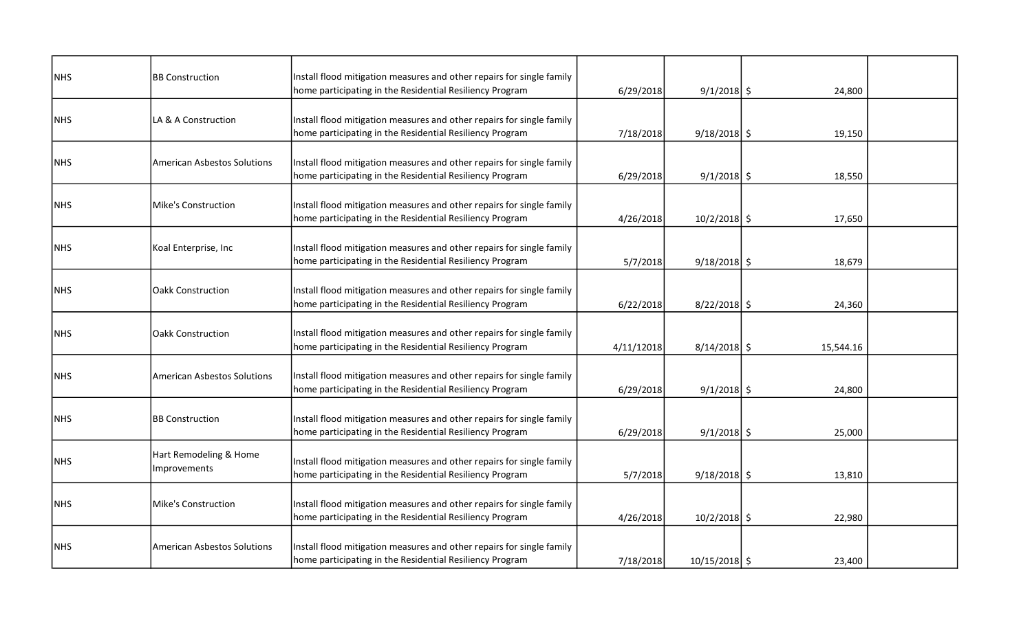| | | | | | | |
|---|---|---|---|---|---|---|
| NHS | BB Construction | Install flood mitigation measures and other repairs for single family home participating in the Residential Resiliency Program | 6/29/2018 | 9/1/2018 | $ 24,800 | |
| NHS | LA & A Construction | Install flood mitigation measures and other repairs for single family home participating in the Residential Resiliency Program | 7/18/2018 | 9/18/2018 | $ 19,150 | |
| NHS | American Asbestos Solutions | Install flood mitigation measures and other repairs for single family home participating in the Residential Resiliency Program | 6/29/2018 | 9/1/2018 | $ 18,550 | |
| NHS | Mike's Construction | Install flood mitigation measures and other repairs for single family home participating in the Residential Resiliency Program | 4/26/2018 | 10/2/2018 | $ 17,650 | |
| NHS | Koal Enterprise, Inc | Install flood mitigation measures and other repairs for single family home participating in the Residential Resiliency Program | 5/7/2018 | 9/18/2018 | $ 18,679 | |
| NHS | Oakk Construction | Install flood mitigation measures and other repairs for single family home participating in the Residential Resiliency Program | 6/22/2018 | 8/22/2018 | $ 24,360 | |
| NHS | Oakk Construction | Install flood mitigation measures and other repairs for single family home participating in the Residential Resiliency Program | 4/11/12018 | 8/14/2018 | $ 15,544.16 | |
| NHS | American Asbestos Solutions | Install flood mitigation measures and other repairs for single family home participating in the Residential Resiliency Program | 6/29/2018 | 9/1/2018 | $ 24,800 | |
| NHS | BB Construction | Install flood mitigation measures and other repairs for single family home participating in the Residential Resiliency Program | 6/29/2018 | 9/1/2018 | $ 25,000 | |
| NHS | Hart Remodeling & Home Improvements | Install flood mitigation measures and other repairs for single family home participating in the Residential Resiliency Program | 5/7/2018 | 9/18/2018 | $ 13,810 | |
| NHS | Mike's Construction | Install flood mitigation measures and other repairs for single family home participating in the Residential Resiliency Program | 4/26/2018 | 10/2/2018 | $ 22,980 | |
| NHS | American Asbestos Solutions | Install flood mitigation measures and other repairs for single family home participating in the Residential Resiliency Program | 7/18/2018 | 10/15/2018 | $ 23,400 | |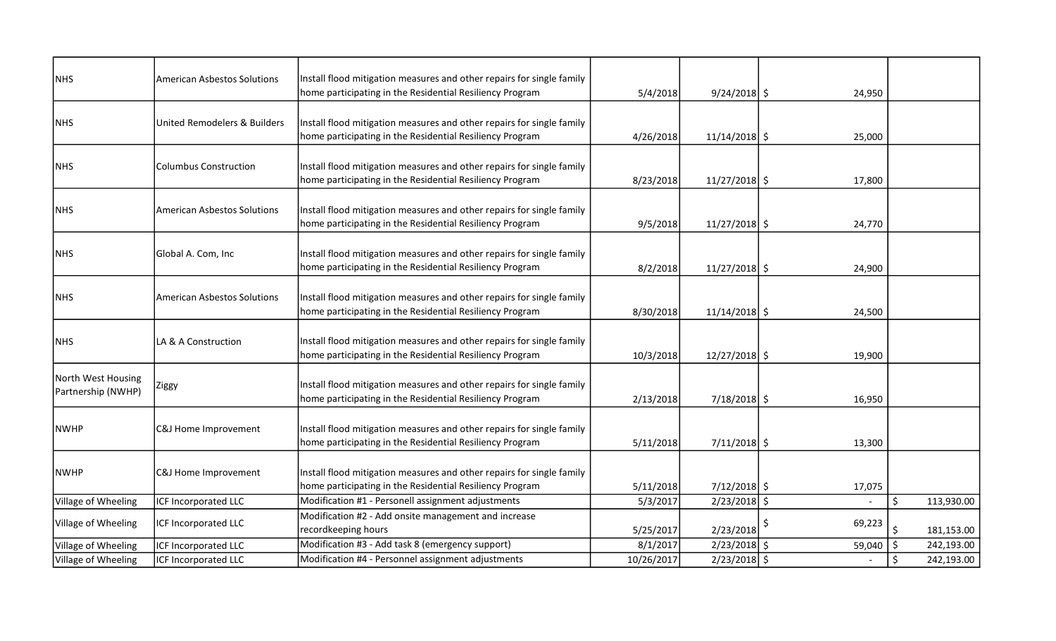| | | | | | | |
|---|---|---|---|---|---|---|
| NHS | American Asbestos Solutions | Install flood mitigation measures and other repairs for single family home participating in the Residential Resiliency Program | 5/4/2018 | 9/24/2018 | $ 24,950 | |
| NHS | United Remodelers & Builders | Install flood mitigation measures and other repairs for single family home participating in the Residential Resiliency Program | 4/26/2018 | 11/14/2018 | $ 25,000 | |
| NHS | Columbus Construction | Install flood mitigation measures and other repairs for single family home participating in the Residential Resiliency Program | 8/23/2018 | 11/27/2018 | $ 17,800 | |
| NHS | American Asbestos Solutions | Install flood mitigation measures and other repairs for single family home participating in the Residential Resiliency Program | 9/5/2018 | 11/27/2018 | $ 24,770 | |
| NHS | Global A. Com, Inc | Install flood mitigation measures and other repairs for single family home participating in the Residential Resiliency Program | 8/2/2018 | 11/27/2018 | $ 24,900 | |
| NHS | American Asbestos Solutions | Install flood mitigation measures and other repairs for single family home participating in the Residential Resiliency Program | 8/30/2018 | 11/14/2018 | $ 24,500 | |
| NHS | LA & A Construction | Install flood mitigation measures and other repairs for single family home participating in the Residential Resiliency Program | 10/3/2018 | 12/27/2018 | $ 19,900 | |
| North West Housing Partnership (NWHP) | Ziggy | Install flood mitigation measures and other repairs for single family home participating in the Residential Resiliency Program | 2/13/2018 | 7/18/2018 | $ 16,950 | |
| NWHP | C&J Home Improvement | Install flood mitigation measures and other repairs for single family home participating in the Residential Resiliency Program | 5/11/2018 | 7/11/2018 | $ 13,300 | |
| NWHP | C&J Home Improvement | Install flood mitigation measures and other repairs for single family home participating in the Residential Resiliency Program | 5/11/2018 | 7/12/2018 | $ 17,075 | |
| Village of Wheeling | ICF Incorporated LLC | Modification #1 - Personell assignment adjustments | 5/3/2017 | 2/23/2018 | $ - | $ 113,930.00 |
| Village of Wheeling | ICF Incorporated LLC | Modification #2 - Add onsite management and increase recordkeeping hours | 5/25/2017 | 2/23/2018 | $ 69,223 | $ 181,153.00 |
| Village of Wheeling | ICF Incorporated LLC | Modification #3 - Add task 8 (emergency support) | 8/1/2017 | 2/23/2018 | $ 59,040 | $ 242,193.00 |
| Village of Wheeling | ICF Incorporated LLC | Modification #4 - Personnel assignment adjustments | 10/26/2017 | 2/23/2018 | $ - | $ 242,193.00 |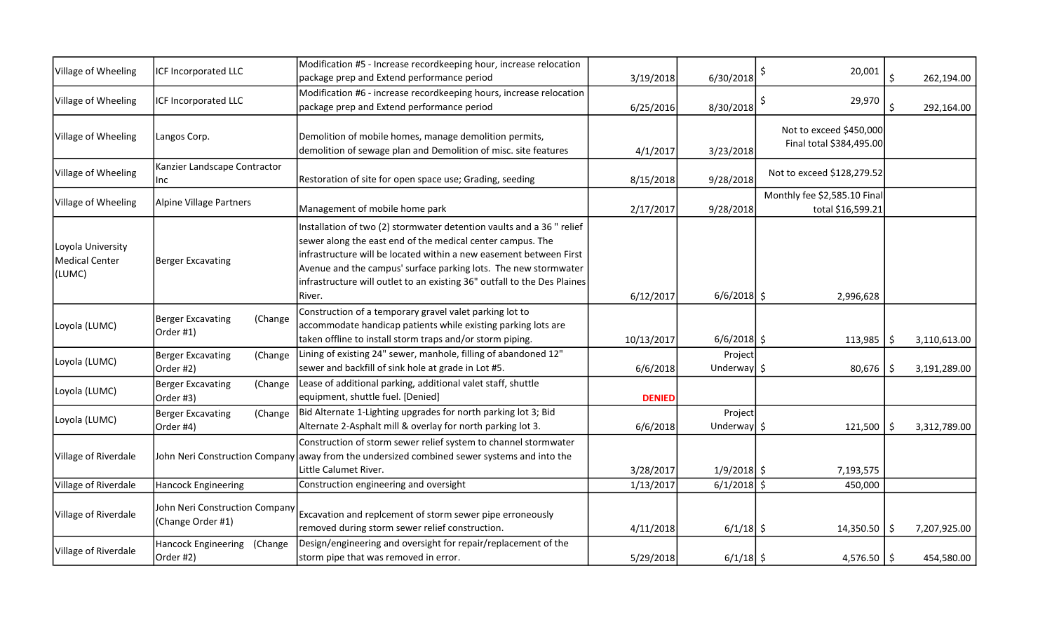| | | | | | | |
|---|---|---|---|---|---|---|
| Village of Wheeling | ICF Incorporated LLC | Modification #5 - Increase recordkeeping hour, increase relocation package prep and Extend performance period | 3/19/2018 | 6/30/2018 | $ 20,001 | $ 262,194.00 |
| Village of Wheeling | ICF Incorporated LLC | Modification #6 - increase recordkeeping hours, increase relocation package prep and Extend performance period | 6/25/2016 | 8/30/2018 | $ 29,970 | $ 292,164.00 |
| Village of Wheeling | Langos Corp. | Demolition of mobile homes, manage demolition permits, demolition of sewage plan and Demolition of misc. site features | 4/1/2017 | 3/23/2018 | Not to exceed $450,000 Final total $384,495.00 | |
| Village of Wheeling | Kanzier Landscape Contractor Inc | Restoration of site for open space use; Grading, seeding | 8/15/2018 | 9/28/2018 | Not to exceed $128,279.52 | |
| Village of Wheeling | Alpine Village Partners | Management of mobile home park | 2/17/2017 | 9/28/2018 | Monthly fee $2,585.10 Final total $16,599.21 | |
| Loyola University Medical Center (LUMC) | Berger Excavating | Installation of two (2) stormwater detention vaults and a 36 " relief sewer along the east end of the medical center campus. The infrastructure will be located within a new easement between First Avenue and the campus' surface parking lots. The new stormwater infrastructure will outlet to an existing 36" outfall to the Des Plaines River. | 6/12/2017 | 6/6/2018 | $ 2,996,628 | |
| Loyola (LUMC) | Berger Excavating (Change Order #1) | Construction of a temporary gravel valet parking lot to accommodate handicap patients while existing parking lots are taken offline to install storm traps and/or storm piping. | 10/13/2017 | 6/6/2018 | $ 113,985 | $ 3,110,613.00 |
| Loyola (LUMC) | Berger Excavating (Change Order #2) | Lining of existing 24" sewer, manhole, filling of abandoned 12" sewer and backfill of sink hole at grade in Lot #5. | 6/6/2018 | Project Underway | $ 80,676 | $ 3,191,289.00 |
| Loyola (LUMC) | Berger Excavating (Change Order #3) | Lease of additional parking, additional valet staff, shuttle equipment, shuttle fuel. [Denied] | **DENIED** | | | |
| Loyola (LUMC) | Berger Excavating (Change Order #4) | Bid Alternate 1-Lighting upgrades for north parking lot 3; Bid Alternate 2-Asphalt mill & overlay for north parking lot 3. | 6/6/2018 | Project Underway | $ 121,500 | $ 3,312,789.00 |
| Village of Riverdale | John Neri Construction Company | Construction of storm sewer relief system to channel stormwater away from the undersized combined sewer systems and into the Little Calumet River. | 3/28/2017 | 1/9/2018 | $ 7,193,575 | |
| Village of Riverdale | Hancock Engineering | Construction engineering and oversight | 1/13/2017 | 6/1/2018 | $ 450,000 | |
| Village of Riverdale | John Neri Construction Company (Change Order #1) | Excavation and replcement of storm sewer pipe erroneously removed during storm sewer relief construction. | 4/11/2018 | 6/1/18 | $ 14,350.50 | $ 7,207,925.00 |
| Village of Riverdale | Hancock Engineering (Change Order #2) | Design/engineering and oversight for repair/replacement of the storm pipe that was removed in error. | 5/29/2018 | 6/1/18 | $ 4,576.50 | $ 454,580.00 |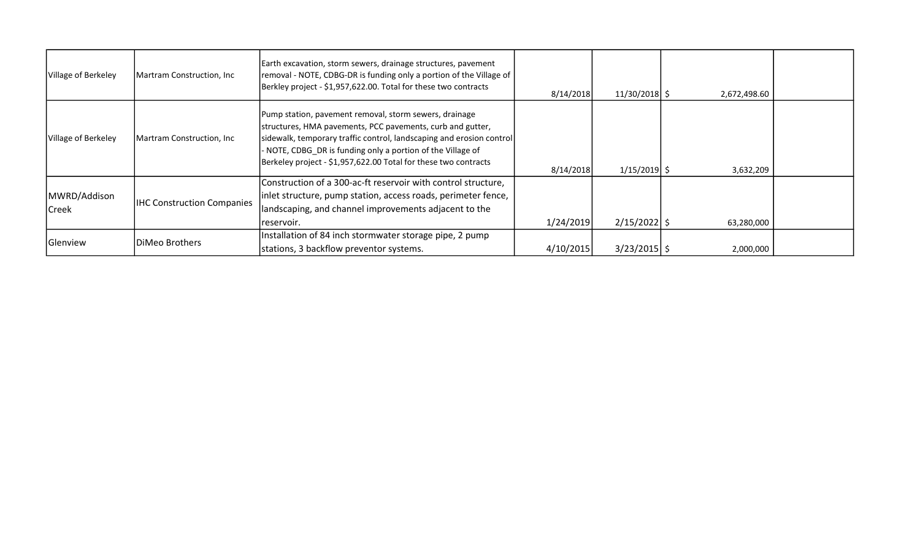| | | | | | | |
|---|---|---|---|---|---|---|
| Village of Berkeley | Martram Construction, Inc | Earth excavation, storm sewers, drainage structures, pavement removal - NOTE, CDBG-DR is funding only a portion of the Village of Berkley project - $1,957,622.00. Total for these two contracts | 8/14/2018 | 11/30/2018 | $ 2,672,498.60 | |
| Village of Berkeley | Martram Construction, Inc | Pump station, pavement removal, storm sewers, drainage structures, HMA pavements, PCC pavements, curb and gutter, sidewalk, temporary traffic control, landscaping and erosion control - NOTE, CDBG_DR is funding only a portion of the Village of Berkeley project - $1,957,622.00 Total for these two contracts | 8/14/2018 | 1/15/2019 | $ 3,632,209 | |
| MWRD/Addison Creek | IHC Construction Companies | Construction of a 300-ac-ft reservoir with control structure, inlet structure, pump station, access roads, perimeter fence, landscaping, and channel improvements adjacent to the reservoir. | 1/24/2019 | 2/15/2022 | $ 63,280,000 | |
| Glenview | DiMeo Brothers | Installation of 84 inch stormwater storage pipe, 2 pump stations, 3 backflow preventor systems. | 4/10/2015 | 3/23/2015 | $ 2,000,000 | |